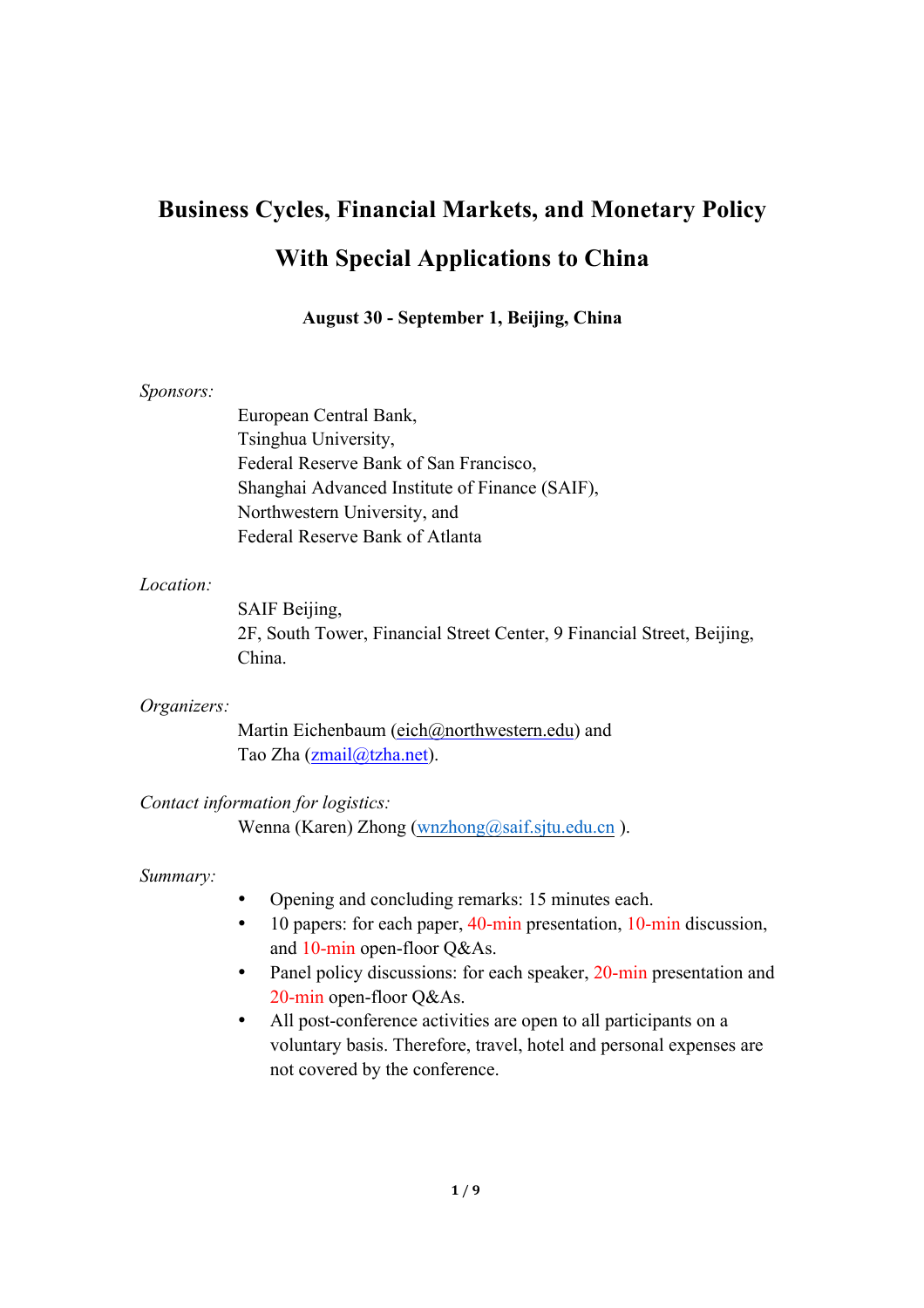# Business Cycles, Financial Markets, and Monetary Policy

# With Special Applications to China

**August 30 - September 1, Beijing, China**

*Sponsors:*

European Central Bank,
Tsinghua University,
Federal Reserve Bank of San Francisco,
Shanghai Advanced Institute of Finance (SAIF),
Northwestern University, and
Federal Reserve Bank of Atlanta

*Location:*

SAIF Beijing,
2F, South Tower, Financial Street Center, 9 Financial Street, Beijing, China.

*Organizers:*

Martin Eichenbaum (eich@northwestern.edu) and
Tao Zha (zmail@tzha.net).

*Contact information for logistics:*

Wenna (Karen) Zhong (wnzhong@saif.sjtu.edu.cn ).

*Summary:*

- Opening and concluding remarks: 15 minutes each.
- 10 papers: for each paper, 40-min presentation, 10-min discussion, and 10-min open-floor Q&As.
- Panel policy discussions: for each speaker, 20-min presentation and 20-min open-floor Q&As.
- All post-conference activities are open to all participants on a voluntary basis. Therefore, travel, hotel and personal expenses are not covered by the conference.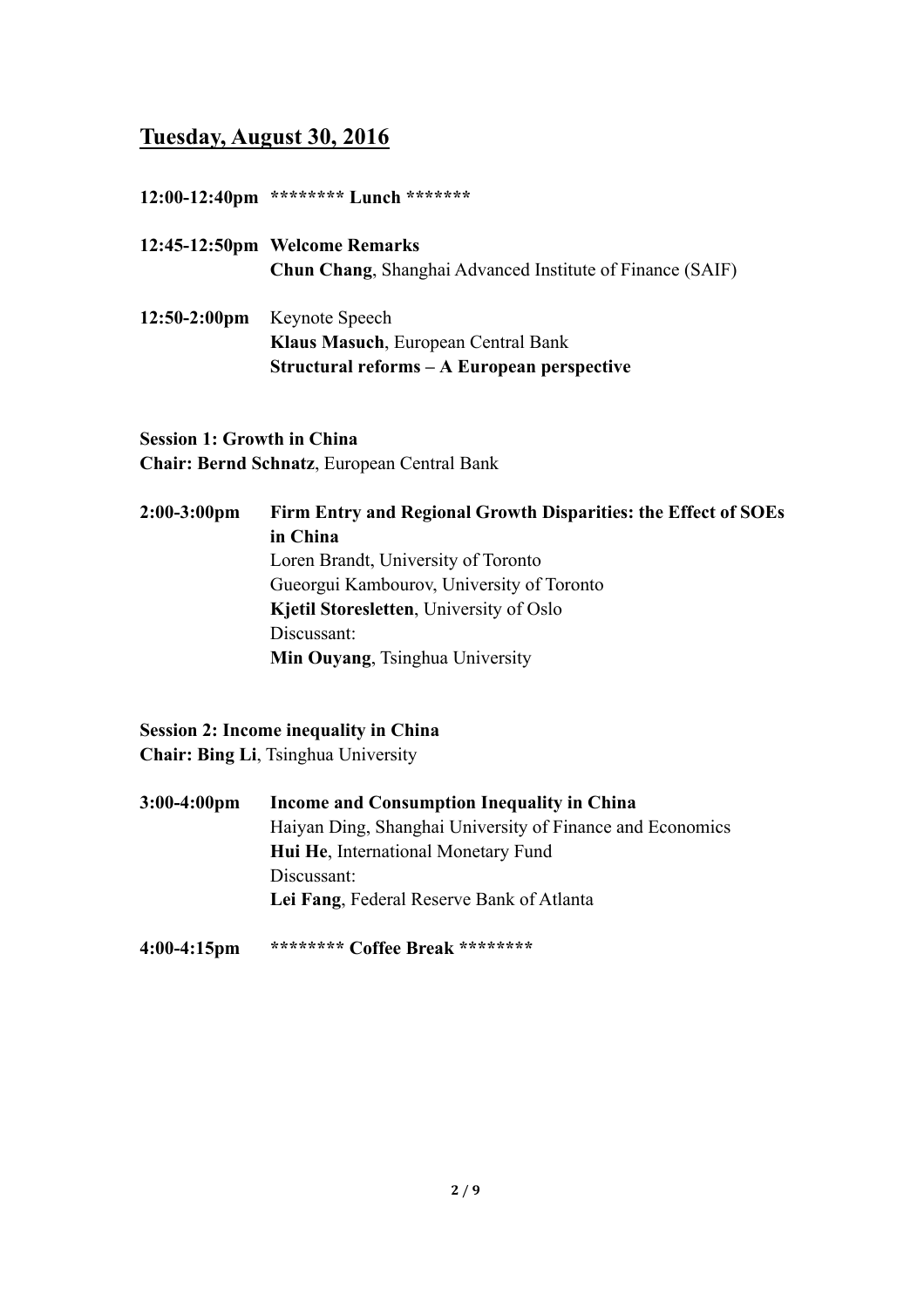## Tuesday, August 30, 2016

**12:00-12:40pm** **\*\*\*\*\*\*\*\* Lunch \*\*\*\*\*\*\***

**12:45-12:50pm** **Welcome Remarks**
**Chun Chang**, Shanghai Advanced Institute of Finance (SAIF)

**12:50-2:00pm** Keynote Speech
**Klaus Masuch**, European Central Bank
**Structural reforms – A European perspective**

**Session 1: Growth in China**
**Chair: Bernd Schnatz**, European Central Bank

**2:00-3:00pm** **Firm Entry and Regional Growth Disparities: the Effect of SOEs in China**
Loren Brandt, University of Toronto
Gueorgui Kambourov, University of Toronto
**Kjetil Storesletten**, University of Oslo
Discussant:
**Min Ouyang**, Tsinghua University

**Session 2: Income inequality in China**
**Chair: Bing Li**, Tsinghua University

**3:00-4:00pm** **Income and Consumption Inequality in China**
Haiyan Ding, Shanghai University of Finance and Economics
**Hui He**, International Monetary Fund
Discussant:
**Lei Fang**, Federal Reserve Bank of Atlanta

**4:00-4:15pm** **\*\*\*\*\*\*\*\* Coffee Break \*\*\*\*\*\*\*\***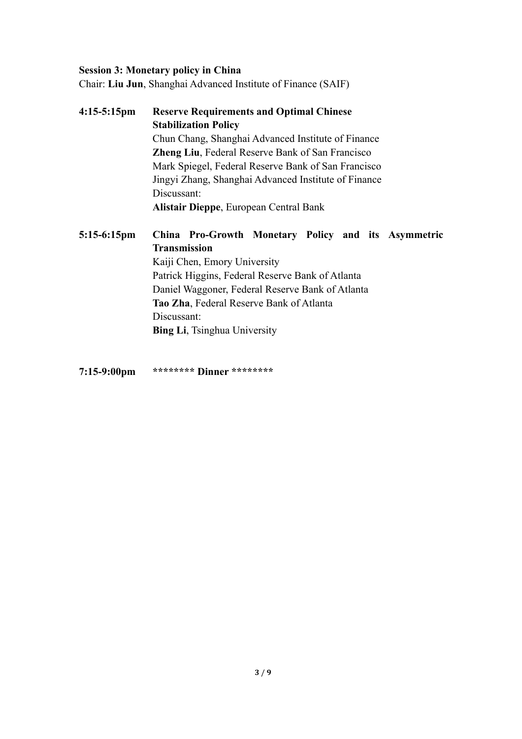**Session 3: Monetary policy in China**

Chair: **Liu Jun**, Shanghai Advanced Institute of Finance (SAIF)

**4:15-5:15pm** **Reserve Requirements and Optimal Chinese Stabilization Policy**

Chun Chang, Shanghai Advanced Institute of Finance
**Zheng Liu**, Federal Reserve Bank of San Francisco
Mark Spiegel, Federal Reserve Bank of San Francisco
Jingyi Zhang, Shanghai Advanced Institute of Finance
Discussant:
**Alistair Dieppe**, European Central Bank

**5:15-6:15pm** **China Pro-Growth Monetary Policy and its Asymmetric Transmission**

Kaiji Chen, Emory University
Patrick Higgins, Federal Reserve Bank of Atlanta
Daniel Waggoner, Federal Reserve Bank of Atlanta
**Tao Zha**, Federal Reserve Bank of Atlanta
Discussant:
**Bing Li**, Tsinghua University

**7:15-9:00pm** **\*\*\*\*\*\*\*\* Dinner \*\*\*\*\*\*\*\***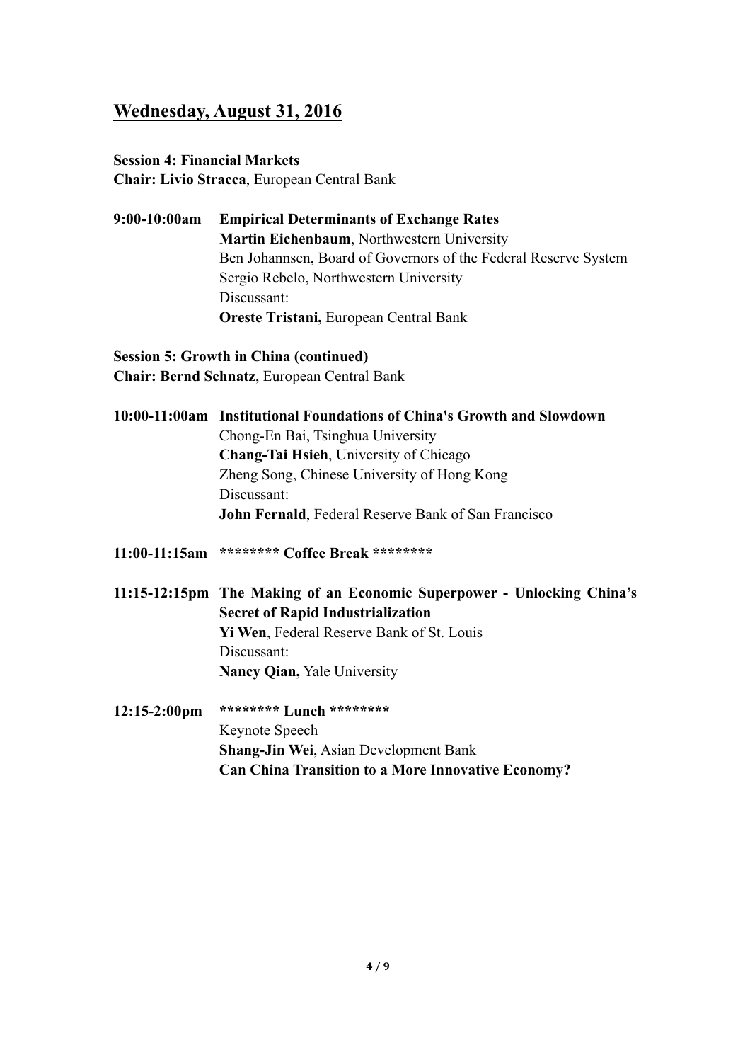## Wednesday, August 31, 2016

**Session 4: Financial Markets**
**Chair: Livio Stracca**, European Central Bank

**9:00-10:00am** **Empirical Determinants of Exchange Rates**
**Martin Eichenbaum**, Northwestern University
Ben Johannsen, Board of Governors of the Federal Reserve System
Sergio Rebelo, Northwestern University
Discussant:
**Oreste Tristani,** European Central Bank

**Session 5: Growth in China (continued)**
**Chair: Bernd Schnatz**, European Central Bank

**10:00-11:00am** **Institutional Foundations of China's Growth and Slowdown**
Chong-En Bai, Tsinghua University
**Chang-Tai Hsieh**, University of Chicago
Zheng Song, Chinese University of Hong Kong
Discussant:
**John Fernald**, Federal Reserve Bank of San Francisco

**11:00-11:15am** **\*\*\*\*\*\*\*\* Coffee Break \*\*\*\*\*\*\*\***

**11:15-12:15pm** **The Making of an Economic Superpower - Unlocking China's Secret of Rapid Industrialization**
**Yi Wen**, Federal Reserve Bank of St. Louis
Discussant:
**Nancy Qian,** Yale University

**12:15-2:00pm** **\*\*\*\*\*\*\*\* Lunch \*\*\*\*\*\*\*\***
Keynote Speech
**Shang-Jin Wei**, Asian Development Bank
**Can China Transition to a More Innovative Economy?**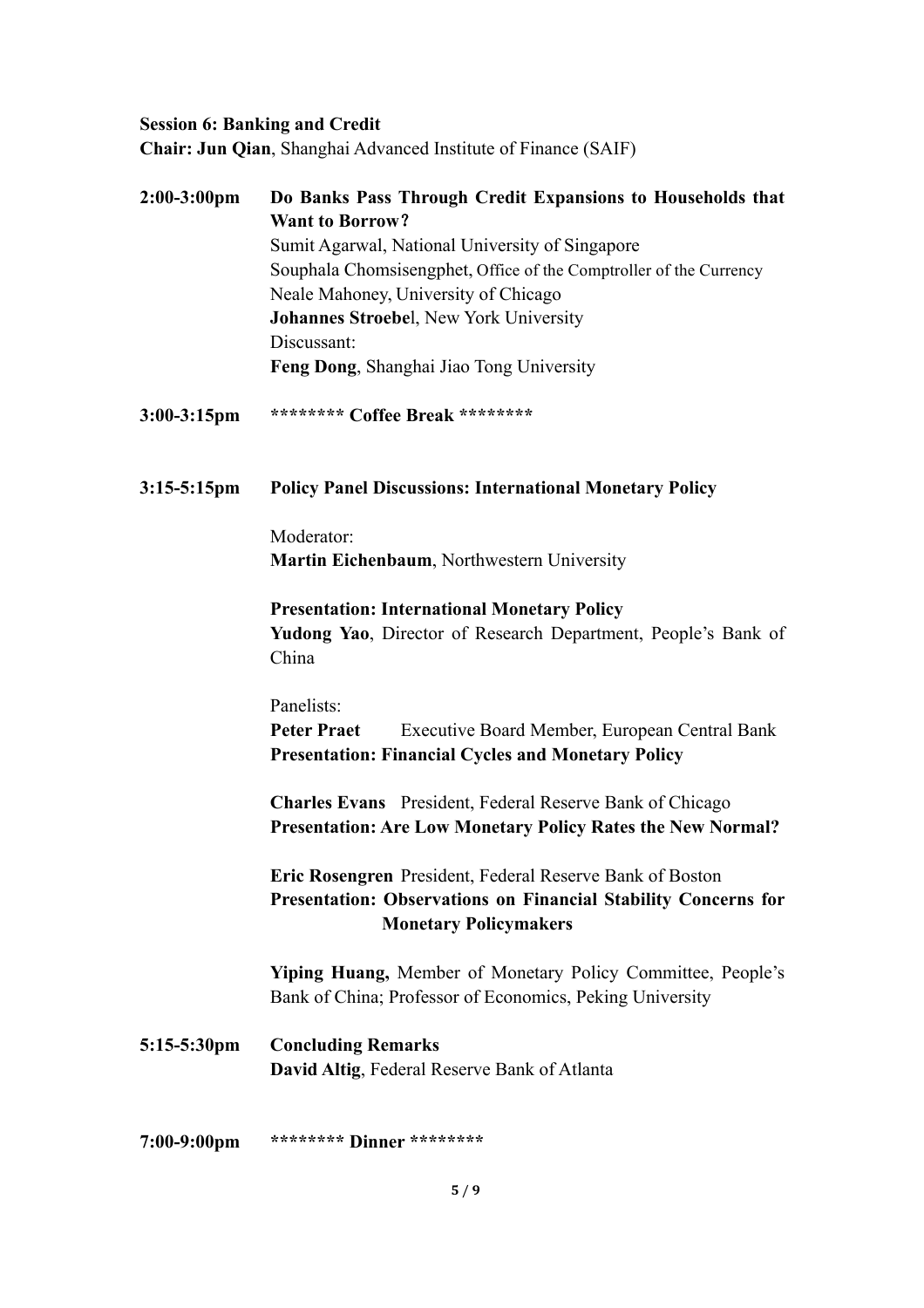**Session 6: Banking and Credit**
**Chair: Jun Qian**, Shanghai Advanced Institute of Finance (SAIF)

**2:00-3:00pm** **Do Banks Pass Through Credit Expansions to Households that Want to Borrow?**
Sumit Agarwal, National University of Singapore
Souphala Chomsisengphet, Office of the Comptroller of the Currency
Neale Mahoney, University of Chicago
**Johannes Stroebe**l, New York University
Discussant:
**Feng Dong**, Shanghai Jiao Tong University

**3:00-3:15pm** **\*\*\*\*\*\*\*\* Coffee Break \*\*\*\*\*\*\*\***

**3:15-5:15pm** **Policy Panel Discussions: International Monetary Policy**

Moderator:
**Martin Eichenbaum**, Northwestern University

**Presentation: International Monetary Policy**
**Yudong Yao**, Director of Research Department, People's Bank of China

Panelists:
**Peter Praet** Executive Board Member, European Central Bank
**Presentation: Financial Cycles and Monetary Policy**

**Charles Evans** President, Federal Reserve Bank of Chicago
**Presentation: Are Low Monetary Policy Rates the New Normal?**

**Eric Rosengren** President, Federal Reserve Bank of Boston
**Presentation: Observations on Financial Stability Concerns for Monetary Policymakers**

**Yiping Huang,** Member of Monetary Policy Committee, People's Bank of China; Professor of Economics, Peking University

**5:15-5:30pm** **Concluding Remarks**
**David Altig**, Federal Reserve Bank of Atlanta

**7:00-9:00pm** **\*\*\*\*\*\*\*\* Dinner \*\*\*\*\*\*\*\***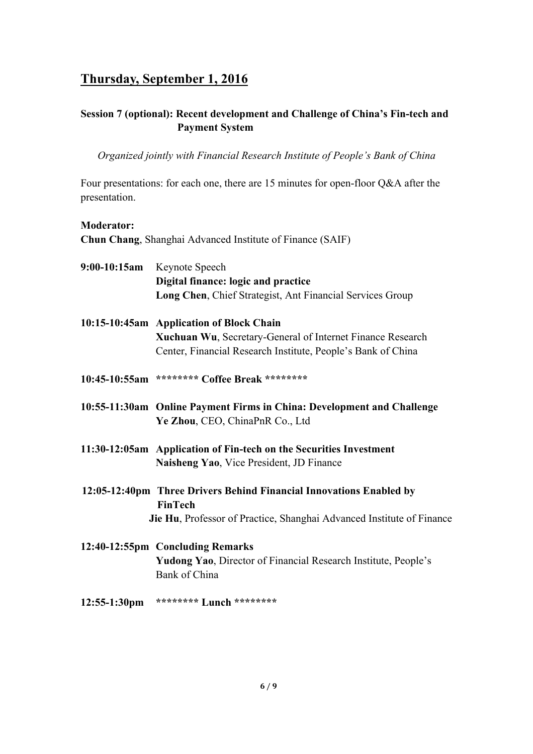## Thursday, September 1, 2016

### Session 7 (optional): Recent development and Challenge of China's Fin-tech and Payment System

*Organized jointly with Financial Research Institute of People's Bank of China*

Four presentations: for each one, there are 15 minutes for open-floor Q&A after the presentation.

**Moderator:**
**Chun Chang**, Shanghai Advanced Institute of Finance (SAIF)

**9:00-10:15am** Keynote Speech
**Digital finance: logic and practice**
**Long Chen**, Chief Strategist, Ant Financial Services Group

**10:15-10:45am Application of Block Chain**
**Xuchuan Wu**, Secretary-General of Internet Finance Research Center, Financial Research Institute, People's Bank of China

**10:45-10:55am \*\*\*\*\*\*\*\* Coffee Break \*\*\*\*\*\*\*\***

**10:55-11:30am Online Payment Firms in China: Development and Challenge**
**Ye Zhou**, CEO, ChinaPnR Co., Ltd

**11:30-12:05am Application of Fin-tech on the Securities Investment**
**Naisheng Yao**, Vice President, JD Finance

**12:05-12:40pm Three Drivers Behind Financial Innovations Enabled by FinTech**
**Jie Hu**, Professor of Practice, Shanghai Advanced Institute of Finance

**12:40-12:55pm Concluding Remarks**
**Yudong Yao**, Director of Financial Research Institute, People's Bank of China

**12:55-1:30pm \*\*\*\*\*\*\*\* Lunch \*\*\*\*\*\*\*\***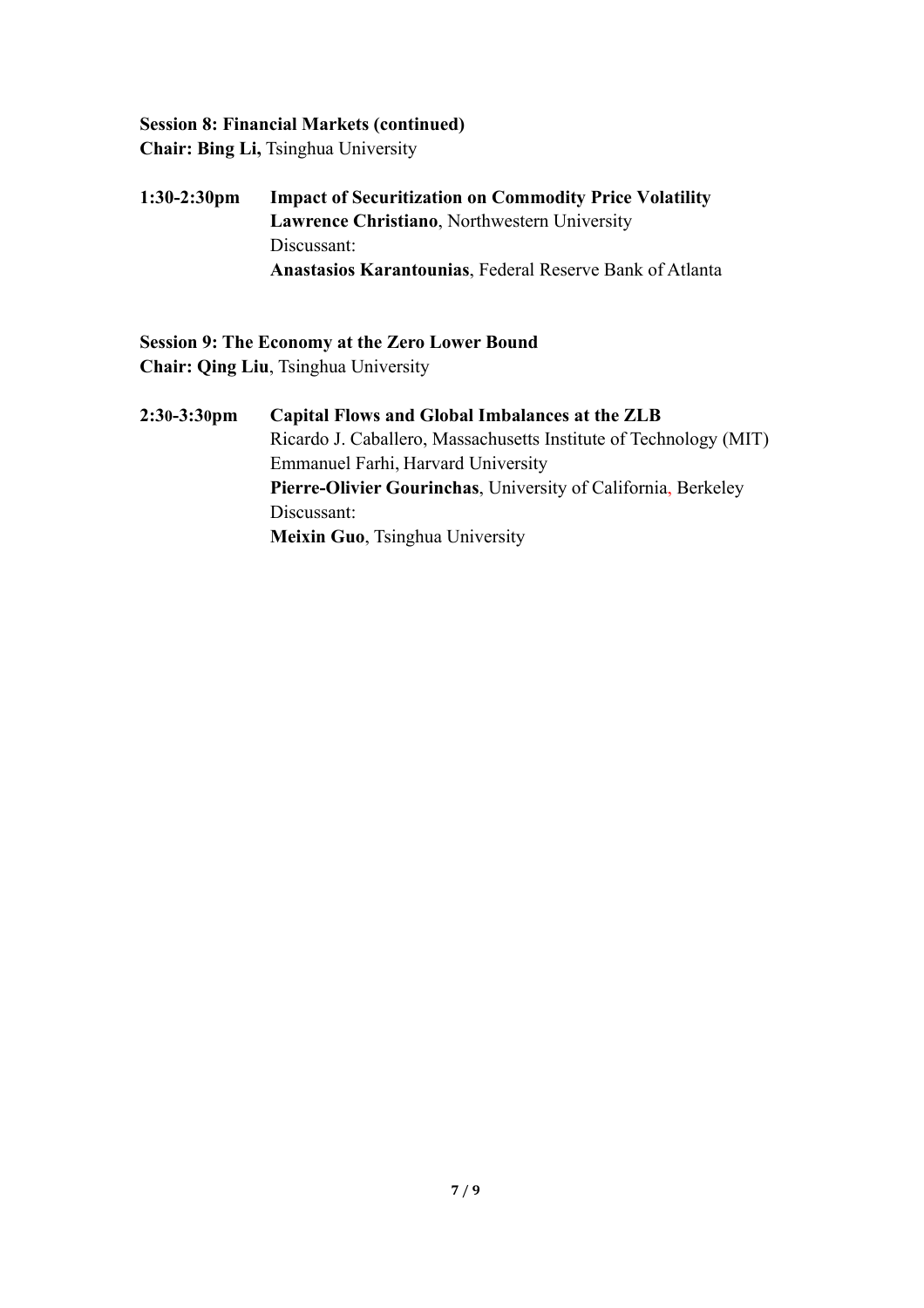**Session 8: Financial Markets (continued)**
**Chair: Bing Li,** Tsinghua University

**1:30-2:30pm** **Impact of Securitization on Commodity Price Volatility**
**Lawrence Christiano**, Northwestern University
Discussant:
**Anastasios Karantounias**, Federal Reserve Bank of Atlanta

**Session 9: The Economy at the Zero Lower Bound**
**Chair: Qing Liu**, Tsinghua University

**2:30-3:30pm** **Capital Flows and Global Imbalances at the ZLB**
Ricardo J. Caballero, Massachusetts Institute of Technology (MIT)
Emmanuel Farhi, Harvard University
**Pierre-Olivier Gourinchas**, University of California, Berkeley
Discussant:
**Meixin Guo**, Tsinghua University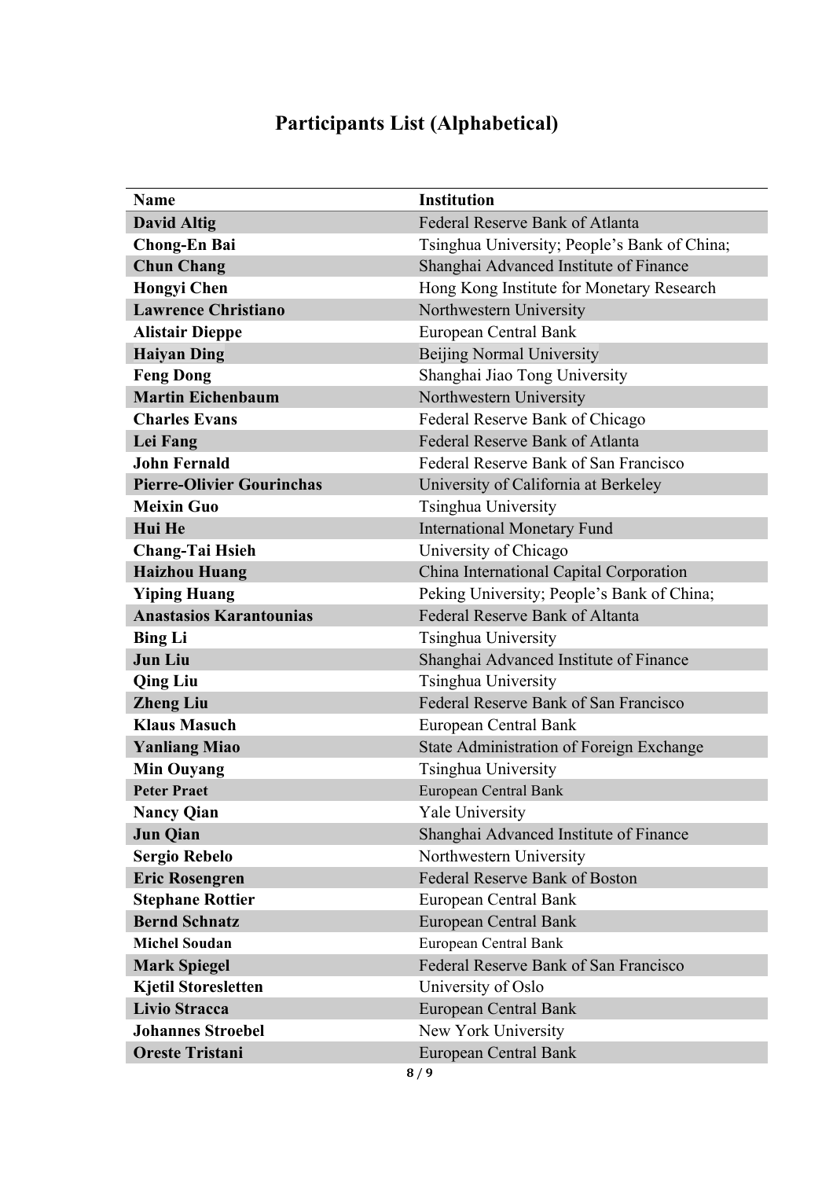# Participants List (Alphabetical)

| Name | Institution |
|---|---|
| **David Altig** | Federal Reserve Bank of Atlanta |
| **Chong-En Bai** | Tsinghua University; People's Bank of China; |
| **Chun Chang** | Shanghai Advanced Institute of Finance |
| **Hongyi Chen** | Hong Kong Institute for Monetary Research |
| **Lawrence Christiano** | Northwestern University |
| **Alistair Dieppe** | European Central Bank |
| **Haiyan Ding** | Beijing Normal University |
| **Feng Dong** | Shanghai Jiao Tong University |
| **Martin Eichenbaum** | Northwestern University |
| **Charles Evans** | Federal Reserve Bank of Chicago |
| **Lei Fang** | Federal Reserve Bank of Atlanta |
| **John Fernald** | Federal Reserve Bank of San Francisco |
| **Pierre-Olivier Gourinchas** | University of California at Berkeley |
| **Meixin Guo** | Tsinghua University |
| **Hui He** | International Monetary Fund |
| **Chang-Tai Hsieh** | University of Chicago |
| **Haizhou Huang** | China International Capital Corporation |
| **Yiping Huang** | Peking University; People's Bank of China; |
| **Anastasios Karantounias** | Federal Reserve Bank of Altanta |
| **Bing Li** | Tsinghua University |
| **Jun Liu** | Shanghai Advanced Institute of Finance |
| **Qing Liu** | Tsinghua University |
| **Zheng Liu** | Federal Reserve Bank of San Francisco |
| **Klaus Masuch** | European Central Bank |
| **Yanliang Miao** | State Administration of Foreign Exchange |
| **Min Ouyang** | Tsinghua University |
| **Peter Praet** | European Central Bank |
| **Nancy Qian** | Yale University |
| **Jun Qian** | Shanghai Advanced Institute of Finance |
| **Sergio Rebelo** | Northwestern University |
| **Eric Rosengren** | Federal Reserve Bank of Boston |
| **Stephane Rottier** | European Central Bank |
| **Bernd Schnatz** | European Central Bank |
| **Michel Soudan** | European Central Bank |
| **Mark Spiegel** | Federal Reserve Bank of San Francisco |
| **Kjetil Storesletten** | University of Oslo |
| **Livio Stracca** | European Central Bank |
| **Johannes Stroebel** | New York University |
| **Oreste Tristani** | European Central Bank |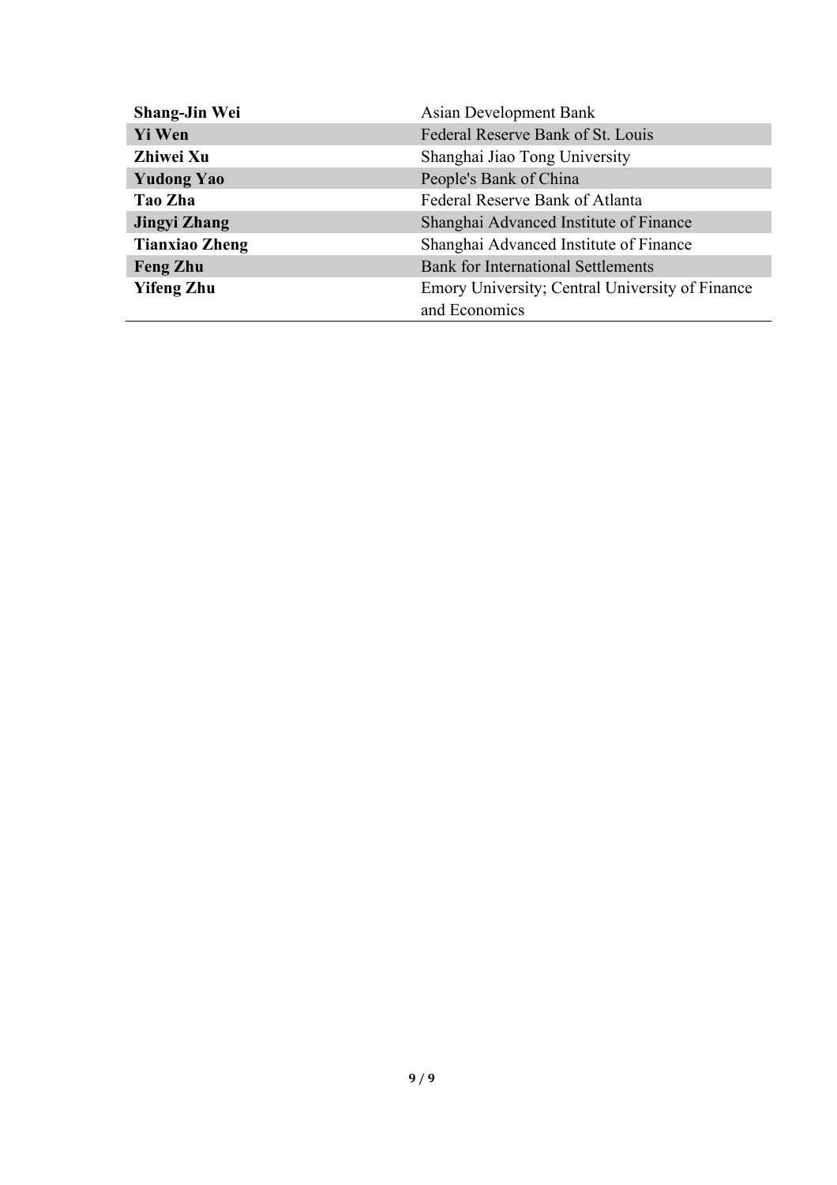| | |
|---|---|
| **Shang-Jin Wei** | Asian Development Bank |
| **Yi Wen** | Federal Reserve Bank of St. Louis |
| **Zhiwei Xu** | Shanghai Jiao Tong University |
| **Yudong Yao** | People's Bank of China |
| **Tao Zha** | Federal Reserve Bank of Atlanta |
| **Jingyi Zhang** | Shanghai Advanced Institute of Finance |
| **Tianxiao Zheng** | Shanghai Advanced Institute of Finance |
| **Feng Zhu** | Bank for International Settlements |
| **Yifeng Zhu** | Emory University; Central University of Finance and Economics |